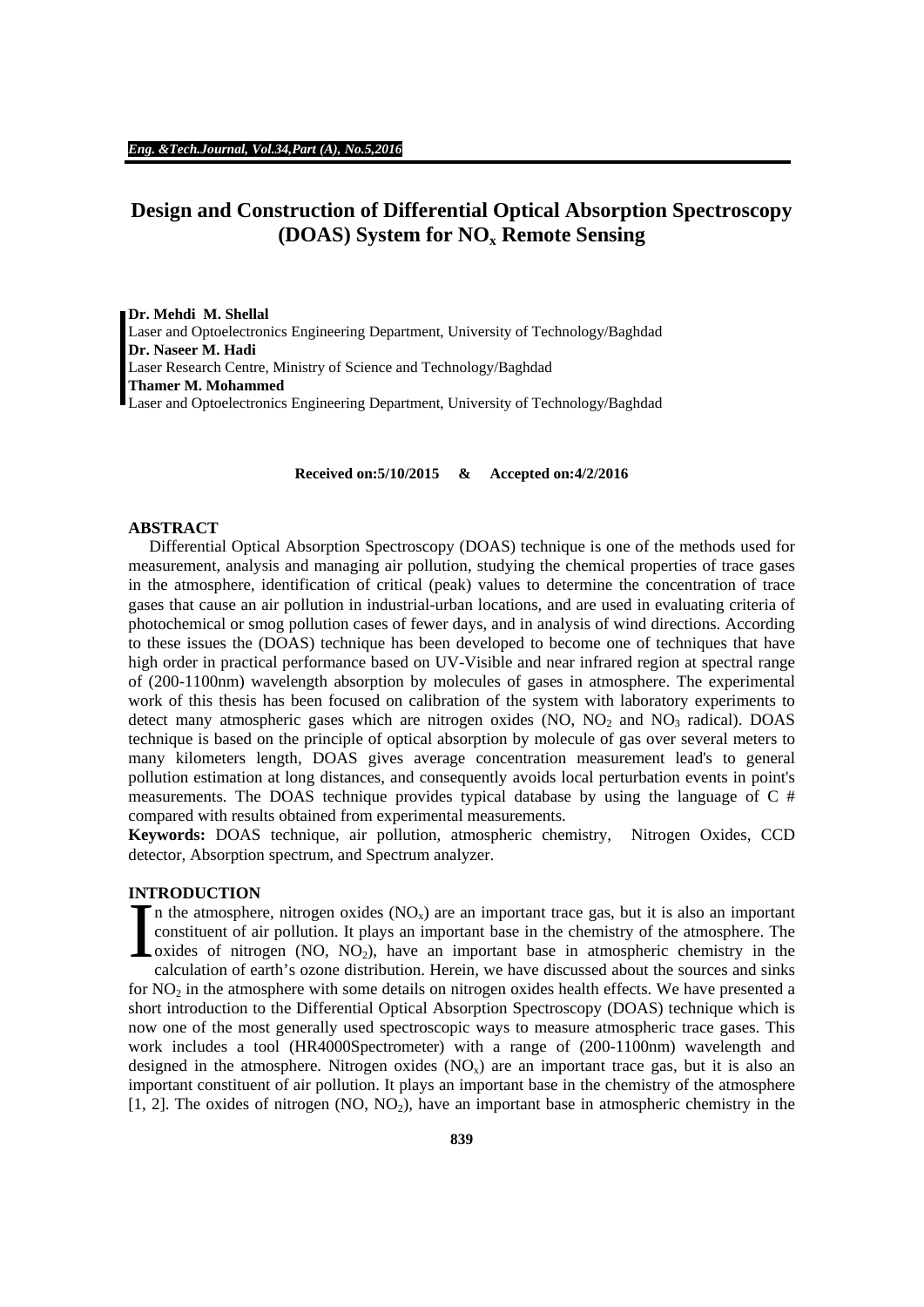# Design and Construction of Differential Optical Absorption Spectroscopy (DOAS) System for $NO_x$ Remote Sensing

**Dr. Mehdi M. Shellal**
Laser and Optoelectronics Engineering Department, University of Technology/Baghdad
**Dr. Naseer M. Hadi**
Laser Research Centre, Ministry of Science and Technology/Baghdad
**Thamer M. Mohammed**
Laser and Optoelectronics Engineering Department, University of Technology/Baghdad

**Received on:5/10/2015 & Accepted on:4/2/2016**

## ABSTRACT

Differential Optical Absorption Spectroscopy (DOAS) technique is one of the methods used for measurement, analysis and managing air pollution, studying the chemical properties of trace gases in the atmosphere, identification of critical (peak) values to determine the concentration of trace gases that cause an air pollution in industrial-urban locations, and are used in evaluating criteria of photochemical or smog pollution cases of fewer days, and in analysis of wind directions. According to these issues the (DOAS) technique has been developed to become one of techniques that have high order in practical performance based on UV-Visible and near infrared region at spectral range of (200-1100nm) wavelength absorption by molecules of gases in atmosphere. The experimental work of this thesis has been focused on calibration of the system with laboratory experiments to detect many atmospheric gases which are nitrogen oxides (NO, $NO_2$ and $NO_3$ radical). DOAS technique is based on the principle of optical absorption by molecule of gas over several meters to many kilometers length, DOAS gives average concentration measurement lead's to general pollution estimation at long distances, and consequently avoids local perturbation events in point's measurements. The DOAS technique provides typical database by using the language of C # compared with results obtained from experimental measurements.

**Keywords:** DOAS technique, air pollution, atmospheric chemistry, Nitrogen Oxides, CCD detector, Absorption spectrum, and Spectrum analyzer.

## INTRODUCTION

In the atmosphere, nitrogen oxides ($NO_x$) are an important trace gas, but it is also an important constituent of air pollution. It plays an important base in the chemistry of the atmosphere. The oxides of nitrogen (NO, $NO_2$), have an important base in atmospheric chemistry in the calculation of earth's ozone distribution. Herein, we have discussed about the sources and sinks for $NO_2$ in the atmosphere with some details on nitrogen oxides health effects. We have presented a short introduction to the Differential Optical Absorption Spectroscopy (DOAS) technique which is now one of the most generally used spectroscopic ways to measure atmospheric trace gases. This work includes a tool (HR4000Spectrometer) with a range of (200-1100nm) wavelength and designed in the atmosphere. Nitrogen oxides ($NO_x$) are an important trace gas, but it is also an important constituent of air pollution. It plays an important base in the chemistry of the atmosphere [1, 2]. The oxides of nitrogen (NO, $NO_2$), have an important base in atmospheric chemistry in the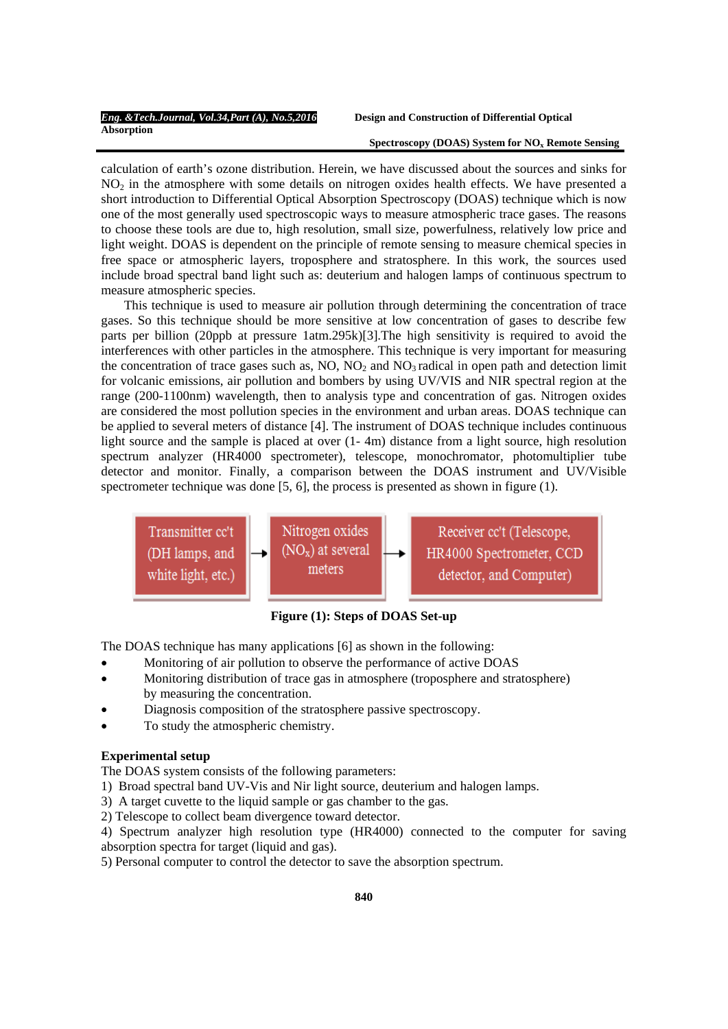calculation of earth's ozone distribution. Herein, we have discussed about the sources and sinks for $NO_2$ in the atmosphere with some details on nitrogen oxides health effects. We have presented a short introduction to Differential Optical Absorption Spectroscopy (DOAS) technique which is now one of the most generally used spectroscopic ways to measure atmospheric trace gases. The reasons to choose these tools are due to, high resolution, small size, powerfulness, relatively low price and light weight. DOAS is dependent on the principle of remote sensing to measure chemical species in free space or atmospheric layers, troposphere and stratosphere. In this work, the sources used include broad spectral band light such as: deuterium and halogen lamps of continuous spectrum to measure atmospheric species.

This technique is used to measure air pollution through determining the concentration of trace gases. So this technique should be more sensitive at low concentration of gases to describe few parts per billion (20ppb at pressure 1atm.295k)[3].The high sensitivity is required to avoid the interferences with other particles in the atmosphere. This technique is very important for measuring the concentration of trace gases such as, NO, $NO_2$ and $NO_3$ radical in open path and detection limit for volcanic emissions, air pollution and bombers by using UV/VIS and NIR spectral region at the range (200-1100nm) wavelength, then to analysis type and concentration of gas. Nitrogen oxides are considered the most pollution species in the environment and urban areas. DOAS technique can be applied to several meters of distance [4]. The instrument of DOAS technique includes continuous light source and the sample is placed at over (1- 4m) distance from a light source, high resolution spectrum analyzer (HR4000 spectrometer), telescope, monochromator, photomultiplier tube detector and monitor. Finally, a comparison between the DOAS instrument and UV/Visible spectrometer technique was done [5, 6], the process is presented as shown in figure (1).

Transmitter cc't (DH lamps, and white light, etc.) → Nitrogen oxides ($NO_x$) at several meters → Receiver cc't (Telescope, HR4000 Spectrometer, CCD detector, and Computer)

**Figure (1): Steps of DOAS Set-up**

The DOAS technique has many applications [6] as shown in the following:

- Monitoring of air pollution to observe the performance of active DOAS
- Monitoring distribution of trace gas in atmosphere (troposphere and stratosphere) by measuring the concentration.
- Diagnosis composition of the stratosphere passive spectroscopy.
- To study the atmospheric chemistry.

**Experimental setup**

The DOAS system consists of the following parameters:

1) Broad spectral band UV-Vis and Nir light source, deuterium and halogen lamps.
3) A target cuvette to the liquid sample or gas chamber to the gas.
2) Telescope to collect beam divergence toward detector.
4) Spectrum analyzer high resolution type (HR4000) connected to the computer for saving absorption spectra for target (liquid and gas).
5) Personal computer to control the detector to save the absorption spectrum.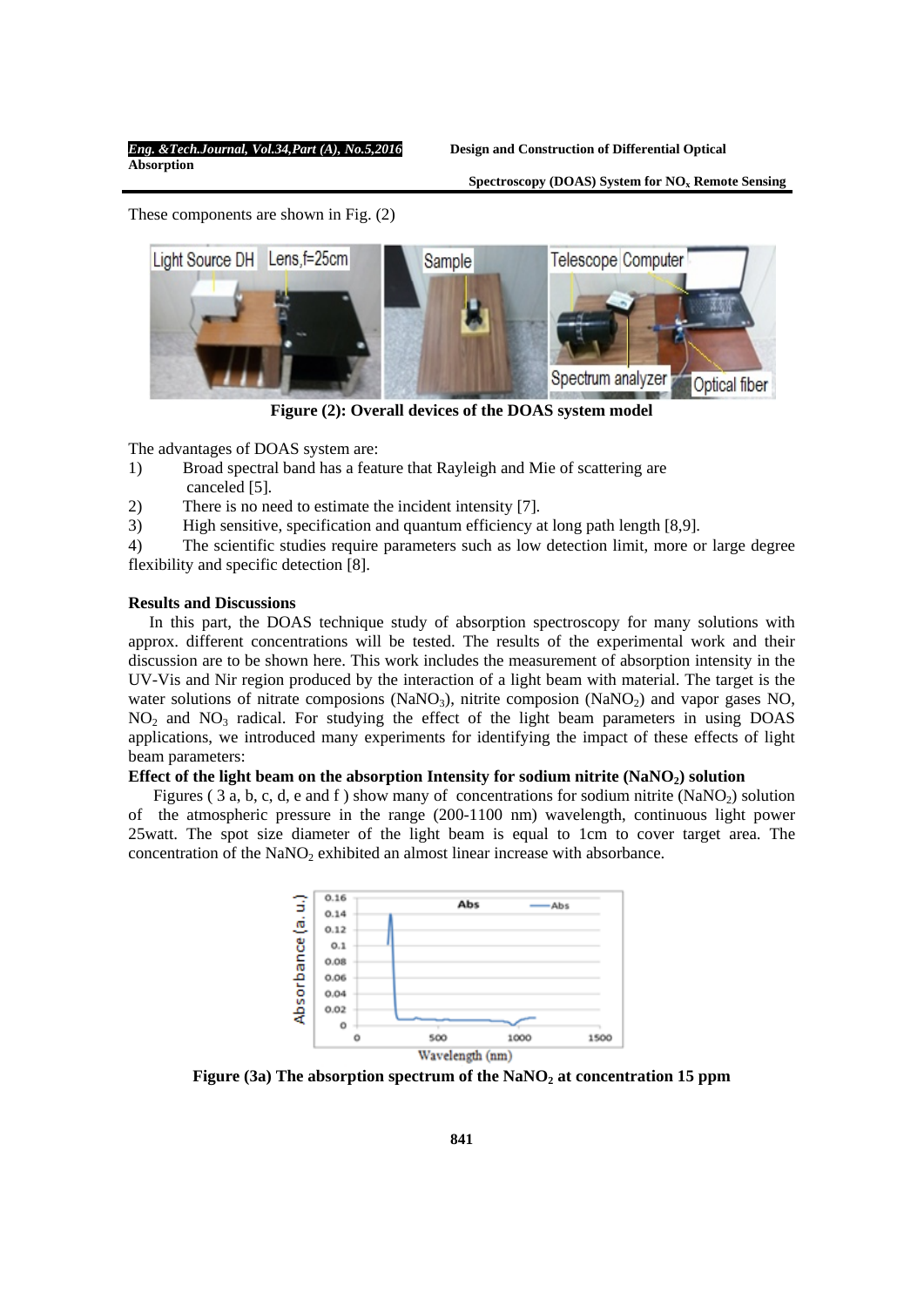These components are shown in Fig. (2)

**Figure (2): Overall devices of the DOAS system model**

The advantages of DOAS system are:

1) Broad spectral band has a feature that Rayleigh and Mie of scattering are canceled [5].
2) There is no need to estimate the incident intensity [7].
3) High sensitive, specification and quantum efficiency at long path length [8,9].
4) The scientific studies require parameters such as low detection limit, more or large degree flexibility and specific detection [8].

## Results and Discussions

In this part, the DOAS technique study of absorption spectroscopy for many solutions with approx. different concentrations will be tested. The results of the experimental work and their discussion are to be shown here. This work includes the measurement of absorption intensity in the UV-Vis and Nir region produced by the interaction of a light beam with material. The target is the water solutions of nitrate composions ($NaNO_3$), nitrite composion ($NaNO_2$) and vapor gases NO, $NO_2$ and $NO_3$ radical. For studying the effect of the light beam parameters in using DOAS applications, we introduced many experiments for identifying the impact of these effects of light beam parameters:

### Effect of the light beam on the absorption Intensity for sodium nitrite ($NaNO_2$) solution

Figures ( 3 a, b, c, d, e and f ) show many of concentrations for sodium nitrite ($NaNO_2$) solution of the atmospheric pressure in the range (200-1100 nm) wavelength, continuous light power 25watt. The spot size diameter of the light beam is equal to 1cm to cover target area. The concentration of the $NaNO_2$ exhibited an almost linear increase with absorbance.

**Figure (3a) The absorption spectrum of the $NaNO_2$ at concentration 15 ppm**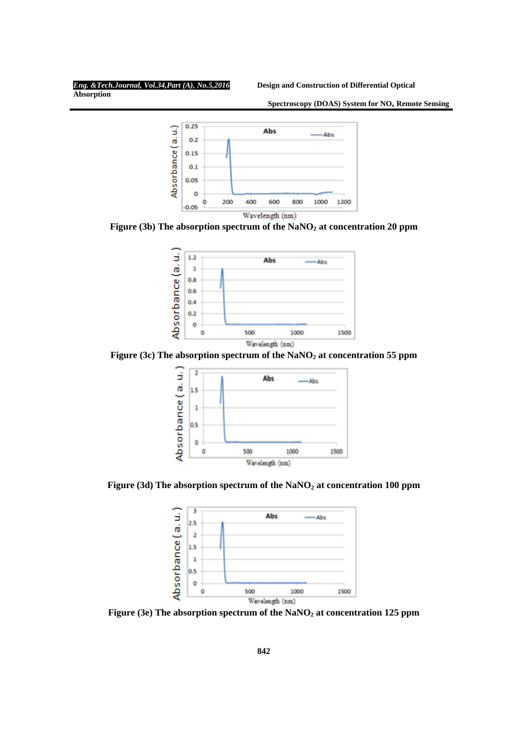Figure (3b) The absorption spectrum of the $NaNO_2$ at concentration 20 ppm

Figure (3c) The absorption spectrum of the $NaNO_2$ at concentration 55 ppm

Figure (3d) The absorption spectrum of the $NaNO_2$ at concentration 100 ppm

Figure (3e) The absorption spectrum of the $NaNO_2$ at concentration 125 ppm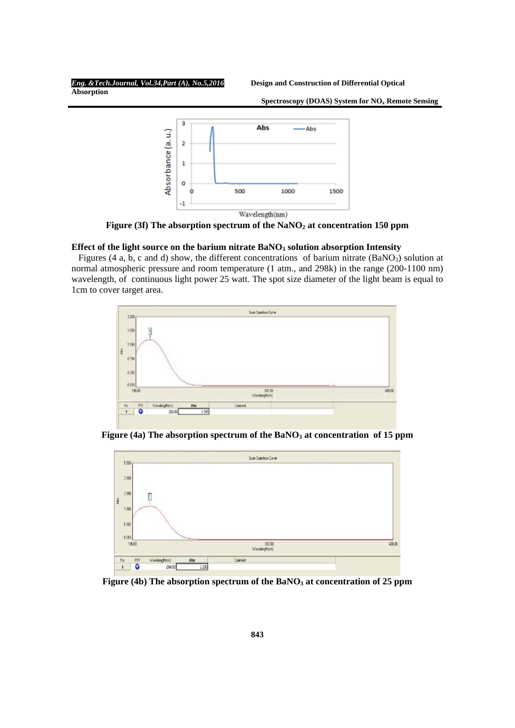Figure (3f) The absorption spectrum of the $NaNO_2$ at concentration 150 ppm

**Effect of the light source on the barium nitrate $BaNO_3$ solution absorption Intensity**

Figures (4 a, b, c and d) show, the different concentrations of barium nitrate ($BaNO_3$) solution at normal atmospheric pressure and room temperature (1 atm., and 298k) in the range (200-1100 nm) wavelength, of continuous light power 25 watt. The spot size diameter of the light beam is equal to 1cm to cover target area.

Figure (4a) The absorption spectrum of the $BaNO_3$ at concentration of 15 ppm

Figure (4b) The absorption spectrum of the $BaNO_3$ at concentration of 25 ppm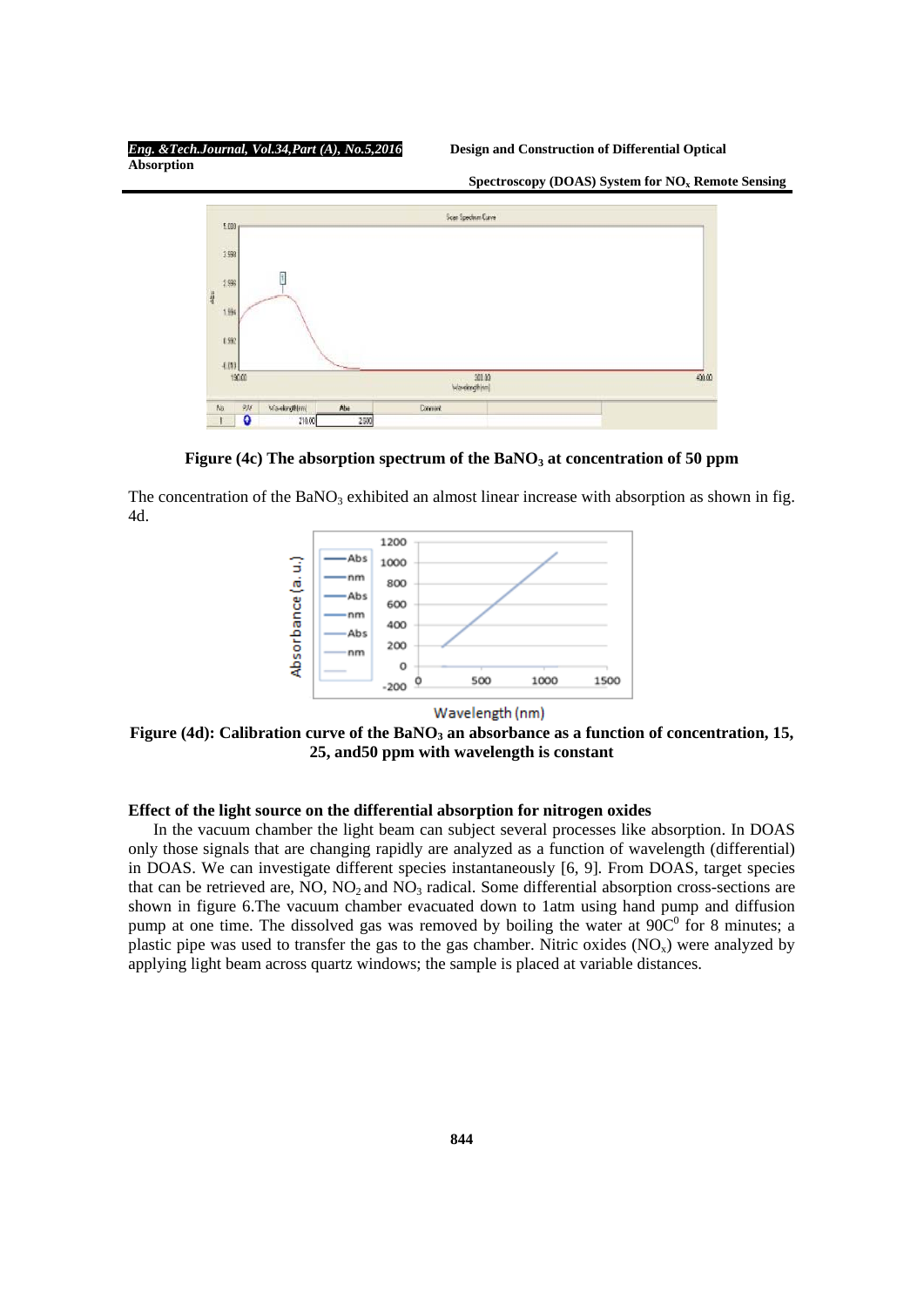Figure (4c) The absorption spectrum of the $BaNO_3$ at concentration of 50 ppm

The concentration of the $BaNO_3$ exhibited an almost linear increase with absorption as shown in fig. 4d.

Figure (4d): Calibration curve of the $BaNO_3$ an absorbance as a function of concentration, 15, 25, and50 ppm with wavelength is constant

**Effect of the light source on the differential absorption for nitrogen oxides**

In the vacuum chamber the light beam can subject several processes like absorption. In DOAS only those signals that are changing rapidly are analyzed as a function of wavelength (differential) in DOAS. We can investigate different species instantaneously [6, 9]. From DOAS, target species that can be retrieved are, NO, $NO_2$ and $NO_3$ radical. Some differential absorption cross-sections are shown in figure 6.The vacuum chamber evacuated down to 1atm using hand pump and diffusion pump at one time. The dissolved gas was removed by boiling the water at $90C^0$ for 8 minutes; a plastic pipe was used to transfer the gas to the gas chamber. Nitric oxides ($NO_x$) were analyzed by applying light beam across quartz windows; the sample is placed at variable distances.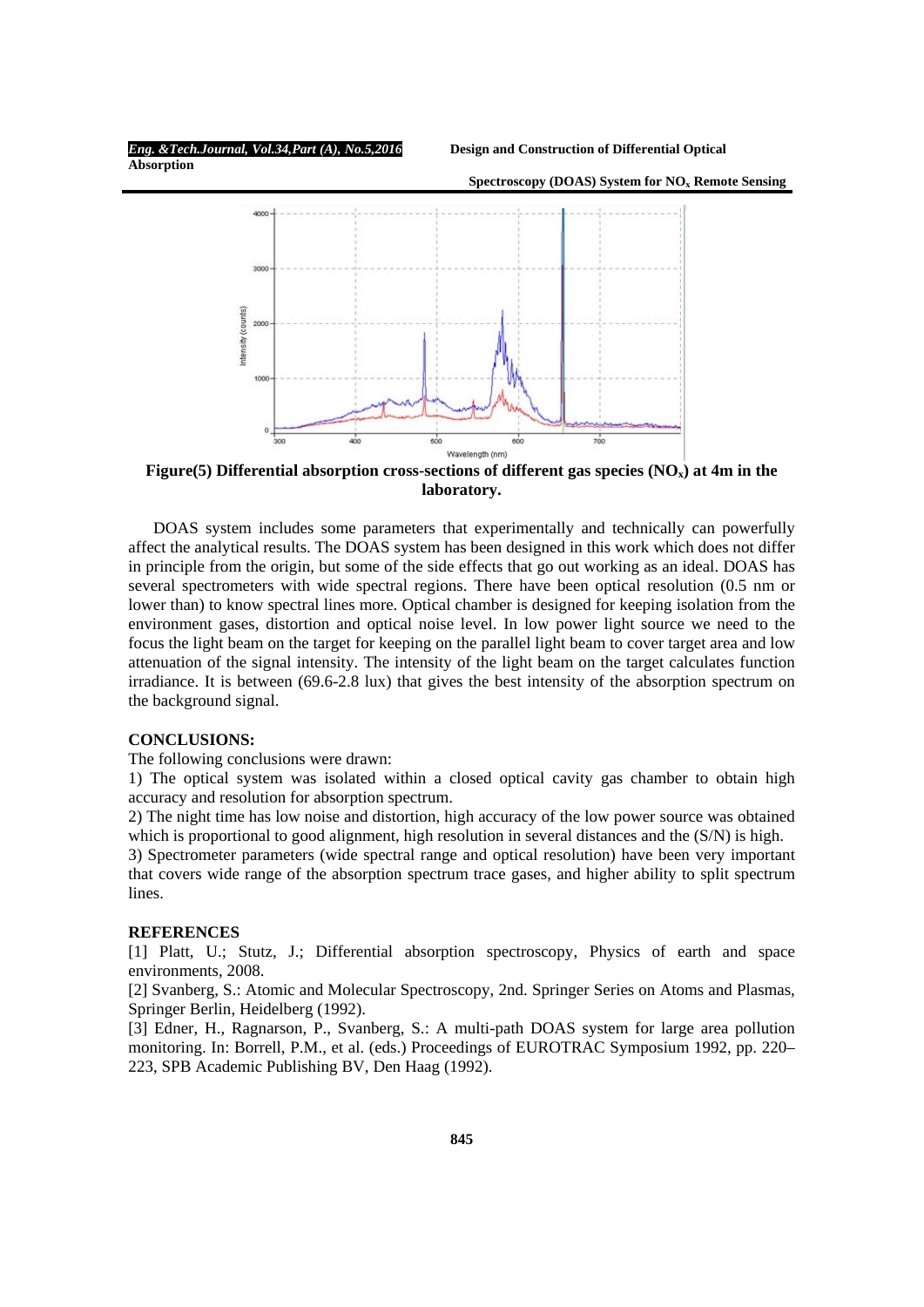Figure(5) Differential absorption cross-sections of different gas species ($NO_x$) at 4m in the laboratory.

DOAS system includes some parameters that experimentally and technically can powerfully affect the analytical results. The DOAS system has been designed in this work which does not differ in principle from the origin, but some of the side effects that go out working as an ideal. DOAS has several spectrometers with wide spectral regions. There have been optical resolution (0.5 nm or lower than) to know spectral lines more. Optical chamber is designed for keeping isolation from the environment gases, distortion and optical noise level. In low power light source we need to the focus the light beam on the target for keeping on the parallel light beam to cover target area and low attenuation of the signal intensity. The intensity of the light beam on the target calculates function irradiance. It is between (69.6-2.8 lux) that gives the best intensity of the absorption spectrum on the background signal.

## CONCLUSIONS:

The following conclusions were drawn:

1) The optical system was isolated within a closed optical cavity gas chamber to obtain high accuracy and resolution for absorption spectrum.

2) The night time has low noise and distortion, high accuracy of the low power source was obtained which is proportional to good alignment, high resolution in several distances and the (S/N) is high.

3) Spectrometer parameters (wide spectral range and optical resolution) have been very important that covers wide range of the absorption spectrum trace gases, and higher ability to split spectrum lines.

## REFERENCES

[1] Platt, U.; Stutz, J.; Differential absorption spectroscopy, Physics of earth and space environments, 2008.

[2] Svanberg, S.: Atomic and Molecular Spectroscopy, 2nd. Springer Series on Atoms and Plasmas, Springer Berlin, Heidelberg (1992).

[3] Edner, H., Ragnarson, P., Svanberg, S.: A multi-path DOAS system for large area pollution monitoring. In: Borrell, P.M., et al. (eds.) Proceedings of EUROTRAC Symposium 1992, pp. 220–223, SPB Academic Publishing BV, Den Haag (1992).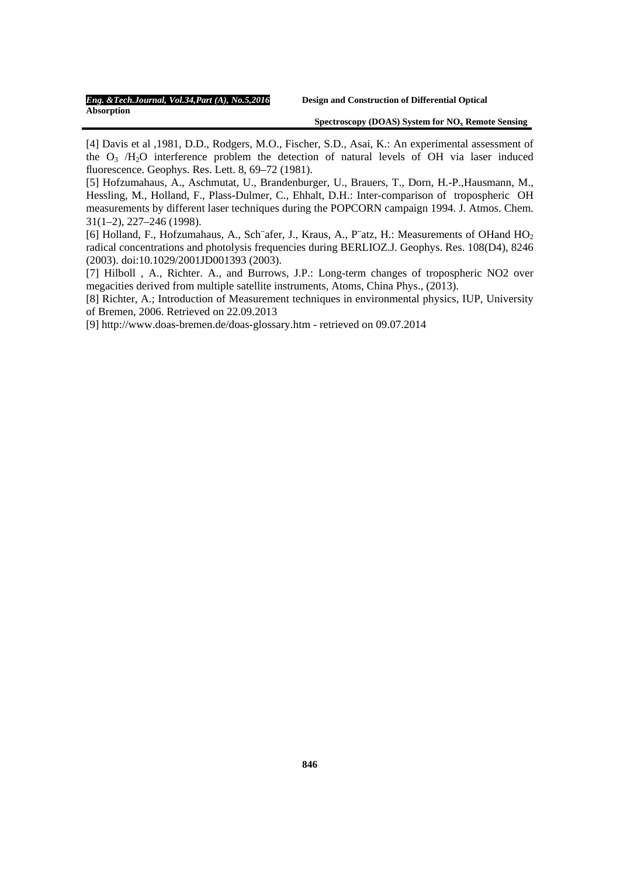[4] Davis et al ,1981, D.D., Rodgers, M.O., Fischer, S.D., Asai, K.: An experimental assessment of the $O_3$ /$H_2O$ interference problem the detection of natural levels of OH via laser induced fluorescence. Geophys. Res. Lett. 8, 69–72 (1981).

[5] Hofzumahaus, A., Aschmutat, U., Brandenburger, U., Brauers, T., Dorn, H.-P.,Hausmann, M., Hessling, M., Holland, F., Plass-Dulmer, C., Ehhalt, D.H.: Inter-comparison of tropospheric OH measurements by different laser techniques during the POPCORN campaign 1994. J. Atmos. Chem. 31(1–2), 227–246 (1998).

[6] Holland, F., Hofzumahaus, A., Sch¨afer, J., Kraus, A., P¨atz, H.: Measurements of OHand $HO_2$ radical concentrations and photolysis frequencies during BERLIOZ.J. Geophys. Res. 108(D4), 8246 (2003). doi:10.1029/2001JD001393 (2003).

[7] Hilboll , A., Richter. A., and Burrows, J.P.: Long-term changes of tropospheric NO2 over megacities derived from multiple satellite instruments, Atoms, China Phys., (2013).

[8] Richter, A.; Introduction of Measurement techniques in environmental physics, IUP, University of Bremen, 2006. Retrieved on 22.09.2013

[9] http://www.doas-bremen.de/doas-glossary.htm - retrieved on 09.07.2014